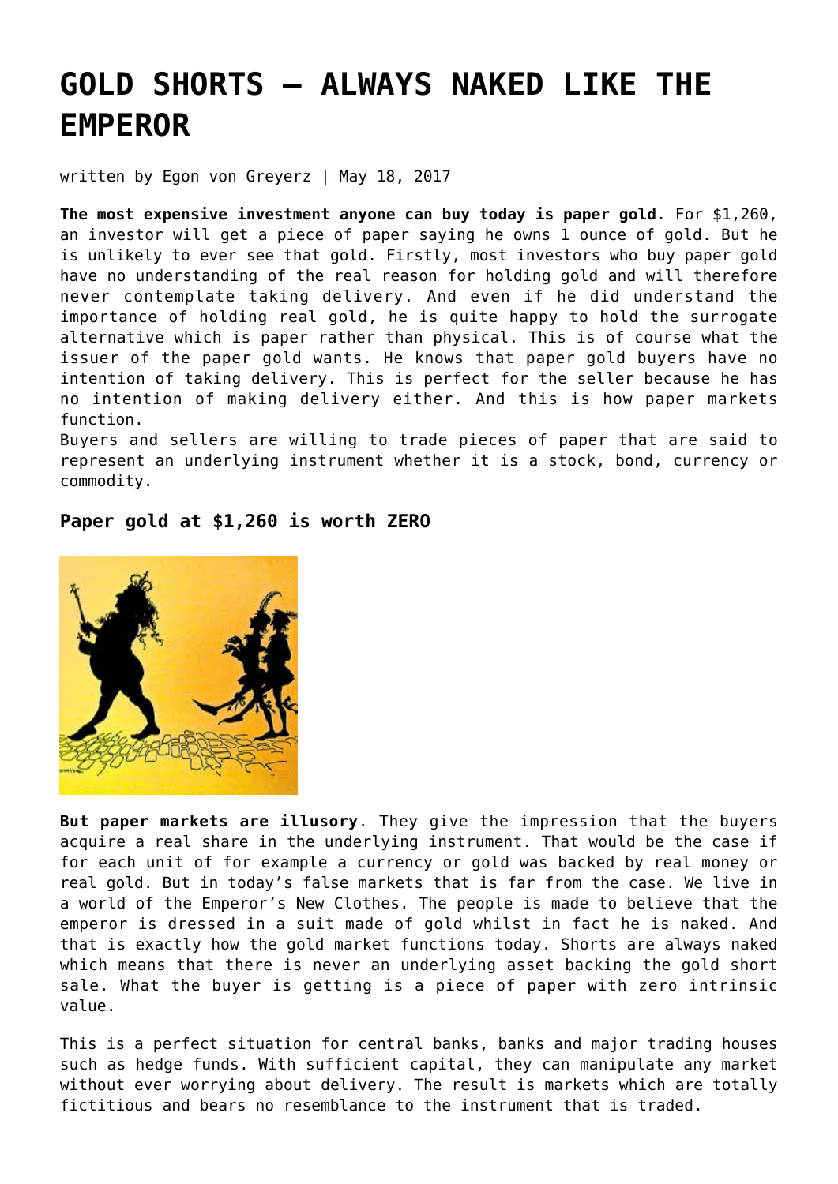# GOLD SHORTS – ALWAYS NAKED LIKE THE EMPEROR

written by Egon von Greyerz | May 18, 2017

**The most expensive investment anyone can buy today is paper gold**. For $1,260, an investor will get a piece of paper saying he owns 1 ounce of gold. But he is unlikely to ever see that gold. Firstly, most investors who buy paper gold have no understanding of the real reason for holding gold and will therefore never contemplate taking delivery. And even if he did understand the importance of holding real gold, he is quite happy to hold the surrogate alternative which is paper rather than physical. This is of course what the issuer of the paper gold wants. He knows that paper gold buyers have no intention of taking delivery. This is perfect for the seller because he has no intention of making delivery either. And this is how paper markets function.
Buyers and sellers are willing to trade pieces of paper that are said to represent an underlying instrument whether it is a stock, bond, currency or commodity.

### Paper gold at $1,260 is worth ZERO

**But paper markets are illusory**. They give the impression that the buyers acquire a real share in the underlying instrument. That would be the case if for each unit of for example a currency or gold was backed by real money or real gold. But in today's false markets that is far from the case. We live in a world of the Emperor's New Clothes. The people is made to believe that the emperor is dressed in a suit made of gold whilst in fact he is naked. And that is exactly how the gold market functions today. Shorts are always naked which means that there is never an underlying asset backing the gold short sale. What the buyer is getting is a piece of paper with zero intrinsic value.

This is a perfect situation for central banks, banks and major trading houses such as hedge funds. With sufficient capital, they can manipulate any market without ever worrying about delivery. The result is markets which are totally fictitious and bears no resemblance to the instrument that is traded.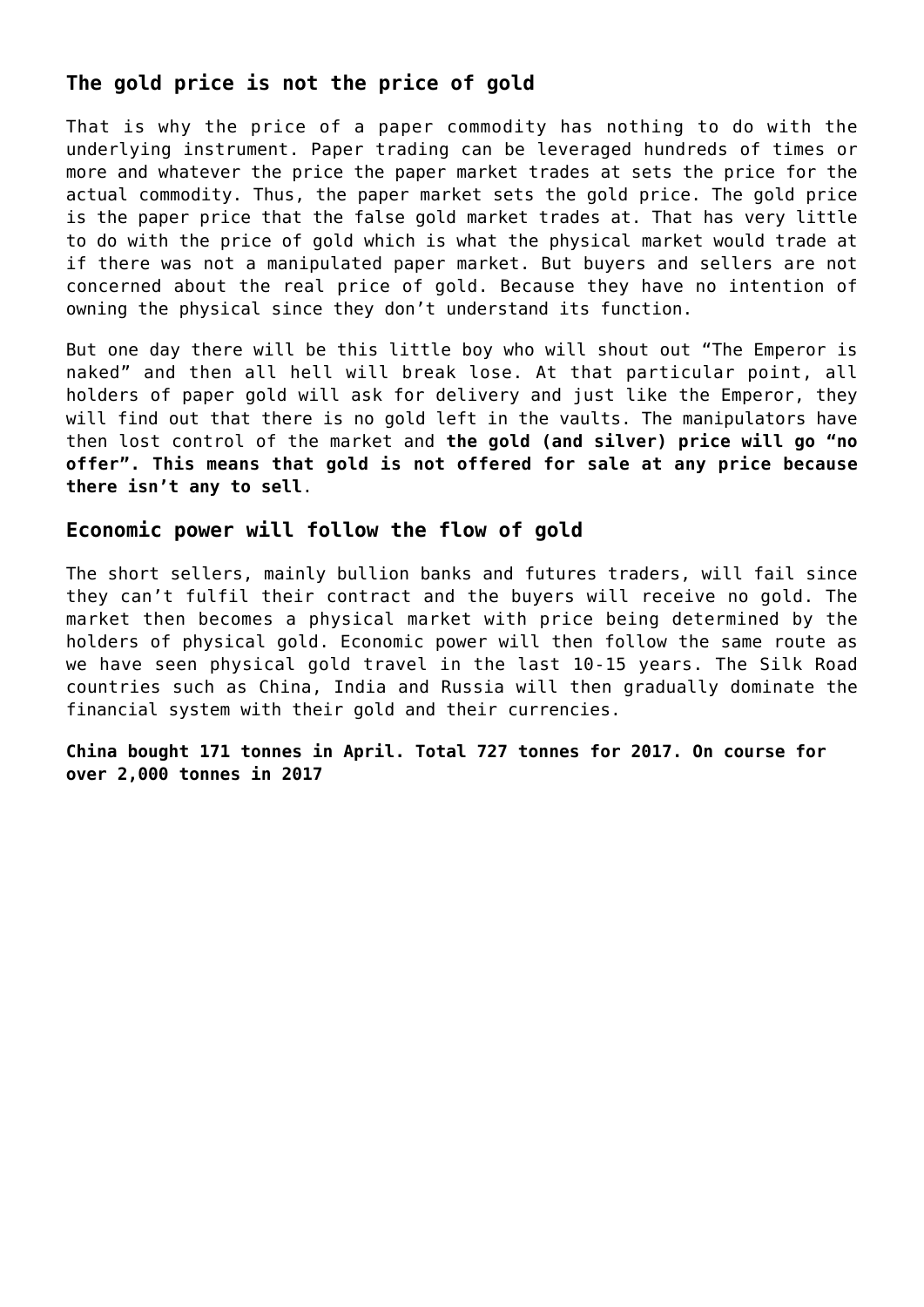## The gold price is not the price of gold

That is why the price of a paper commodity has nothing to do with the underlying instrument. Paper trading can be leveraged hundreds of times or more and whatever the price the paper market trades at sets the price for the actual commodity. Thus, the paper market sets the gold price. The gold price is the paper price that the false gold market trades at. That has very little to do with the price of gold which is what the physical market would trade at if there was not a manipulated paper market. But buyers and sellers are not concerned about the real price of gold. Because they have no intention of owning the physical since they don't understand its function.

But one day there will be this little boy who will shout out "The Emperor is naked" and then all hell will break lose. At that particular point, all holders of paper gold will ask for delivery and just like the Emperor, they will find out that there is no gold left in the vaults. The manipulators have then lost control of the market and **the gold (and silver) price will go "no offer". This means that gold is not offered for sale at any price because there isn't any to sell**.

## Economic power will follow the flow of gold

The short sellers, mainly bullion banks and futures traders, will fail since they can't fulfil their contract and the buyers will receive no gold. The market then becomes a physical market with price being determined by the holders of physical gold. Economic power will then follow the same route as we have seen physical gold travel in the last 10-15 years. The Silk Road countries such as China, India and Russia will then gradually dominate the financial system with their gold and their currencies.

**China bought 171 tonnes in April. Total 727 tonnes for 2017. On course for over 2,000 tonnes in 2017**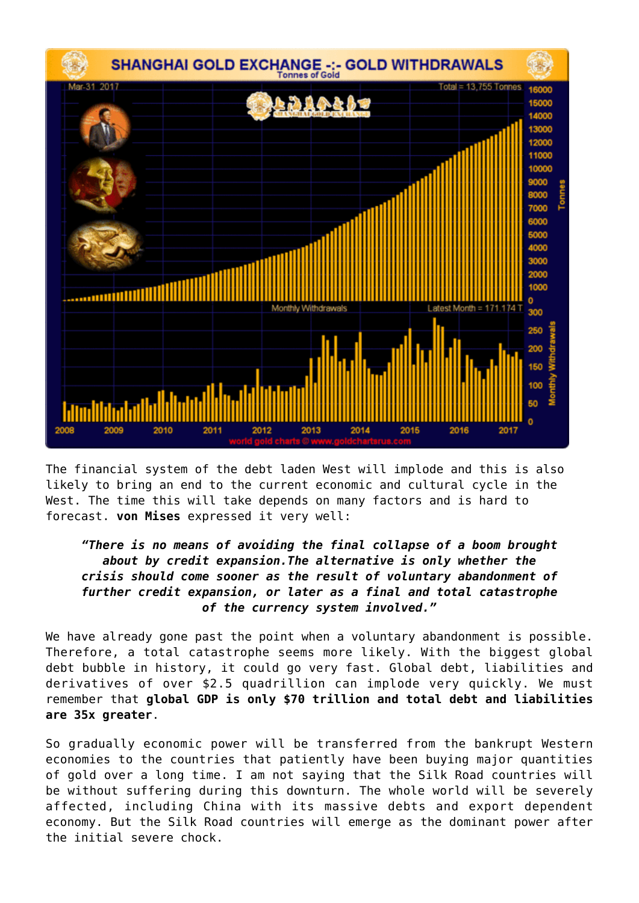The financial system of the debt laden West will implode and this is also likely to bring an end to the current economic and cultural cycle in the West. The time this will take depends on many factors and is hard to forecast. **von Mises** expressed it very well:

> ***"There is no means of avoiding the final collapse of a boom brought about by credit expansion.The alternative is only whether the crisis should come sooner as the result of voluntary abandonment of further credit expansion, or later as a final and total catastrophe of the currency system involved."***

We have already gone past the point when a voluntary abandonment is possible. Therefore, a total catastrophe seems more likely. With the biggest global debt bubble in history, it could go very fast. Global debt, liabilities and derivatives of over $2.5 quadrillion can implode very quickly. We must remember that **global GDP is only $70 trillion and total debt and liabilities are 35x greater**.

So gradually economic power will be transferred from the bankrupt Western economies to the countries that patiently have been buying major quantities of gold over a long time. I am not saying that the Silk Road countries will be without suffering during this downturn. The whole world will be severely affected, including China with its massive debts and export dependent economy. But the Silk Road countries will emerge as the dominant power after the initial severe chock.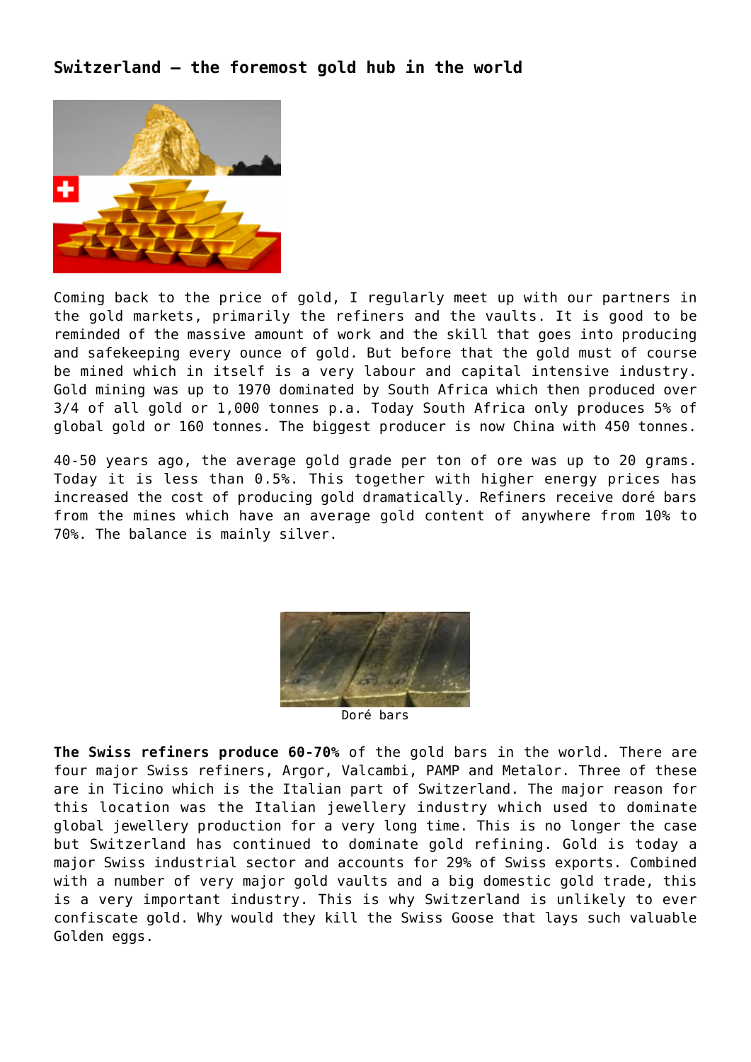## Switzerland – the foremost gold hub in the world

Coming back to the price of gold, I regularly meet up with our partners in the gold markets, primarily the refiners and the vaults. It is good to be reminded of the massive amount of work and the skill that goes into producing and safekeeping every ounce of gold. But before that the gold must of course be mined which in itself is a very labour and capital intensive industry. Gold mining was up to 1970 dominated by South Africa which then produced over 3/4 of all gold or 1,000 tonnes p.a. Today South Africa only produces 5% of global gold or 160 tonnes. The biggest producer is now China with 450 tonnes.

40-50 years ago, the average gold grade per ton of ore was up to 20 grams. Today it is less than 0.5%. This together with higher energy prices has increased the cost of producing gold dramatically. Refiners receive doré bars from the mines which have an average gold content of anywhere from 10% to 70%. The balance is mainly silver.

Doré bars

**The Swiss refiners produce 60-70%** of the gold bars in the world. There are four major Swiss refiners, Argor, Valcambi, PAMP and Metalor. Three of these are in Ticino which is the Italian part of Switzerland. The major reason for this location was the Italian jewellery industry which used to dominate global jewellery production for a very long time. This is no longer the case but Switzerland has continued to dominate gold refining. Gold is today a major Swiss industrial sector and accounts for 29% of Swiss exports. Combined with a number of very major gold vaults and a big domestic gold trade, this is a very important industry. This is why Switzerland is unlikely to ever confiscate gold. Why would they kill the Swiss Goose that lays such valuable Golden eggs.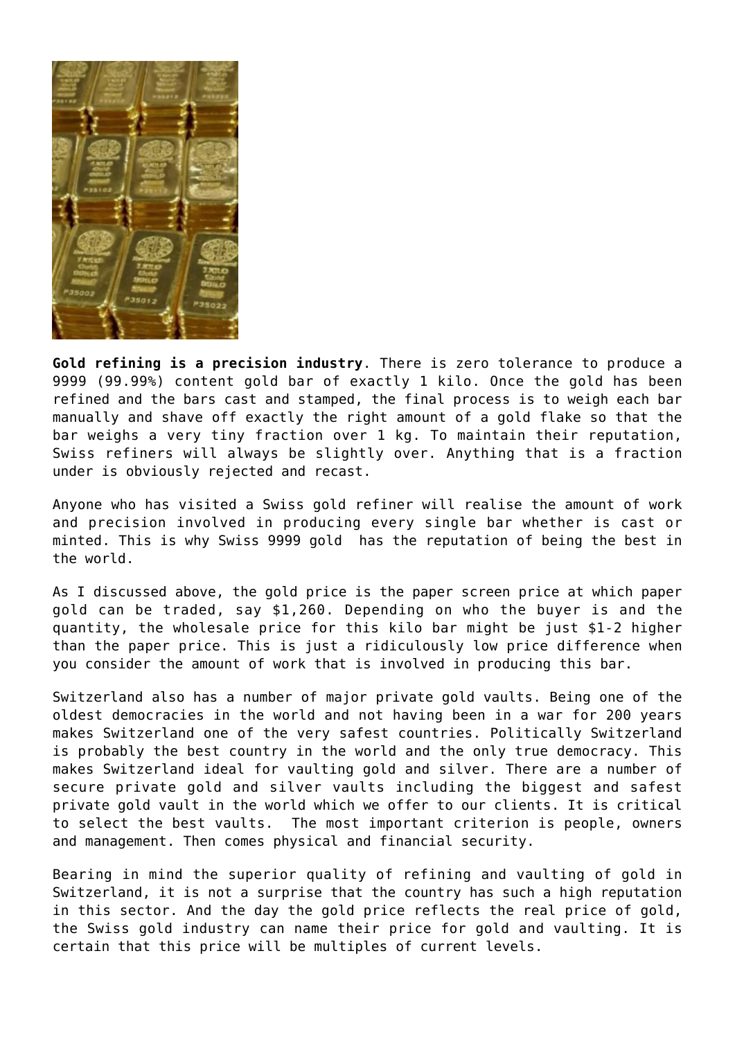**Gold refining is a precision industry**. There is zero tolerance to produce a 9999 (99.99%) content gold bar of exactly 1 kilo. Once the gold has been refined and the bars cast and stamped, the final process is to weigh each bar manually and shave off exactly the right amount of a gold flake so that the bar weighs a very tiny fraction over 1 kg. To maintain their reputation, Swiss refiners will always be slightly over. Anything that is a fraction under is obviously rejected and recast.

Anyone who has visited a Swiss gold refiner will realise the amount of work and precision involved in producing every single bar whether is cast or minted. This is why Swiss 9999 gold has the reputation of being the best in the world.

As I discussed above, the gold price is the paper screen price at which paper gold can be traded, say $1,260. Depending on who the buyer is and the quantity, the wholesale price for this kilo bar might be just $1-2 higher than the paper price. This is just a ridiculously low price difference when you consider the amount of work that is involved in producing this bar.

Switzerland also has a number of major private gold vaults. Being one of the oldest democracies in the world and not having been in a war for 200 years makes Switzerland one of the very safest countries. Politically Switzerland is probably the best country in the world and the only true democracy. This makes Switzerland ideal for vaulting gold and silver. There are a number of secure private gold and silver vaults including the biggest and safest private gold vault in the world which we offer to our clients. It is critical to select the best vaults. The most important criterion is people, owners and management. Then comes physical and financial security.

Bearing in mind the superior quality of refining and vaulting of gold in Switzerland, it is not a surprise that the country has such a high reputation in this sector. And the day the gold price reflects the real price of gold, the Swiss gold industry can name their price for gold and vaulting. It is certain that this price will be multiples of current levels.